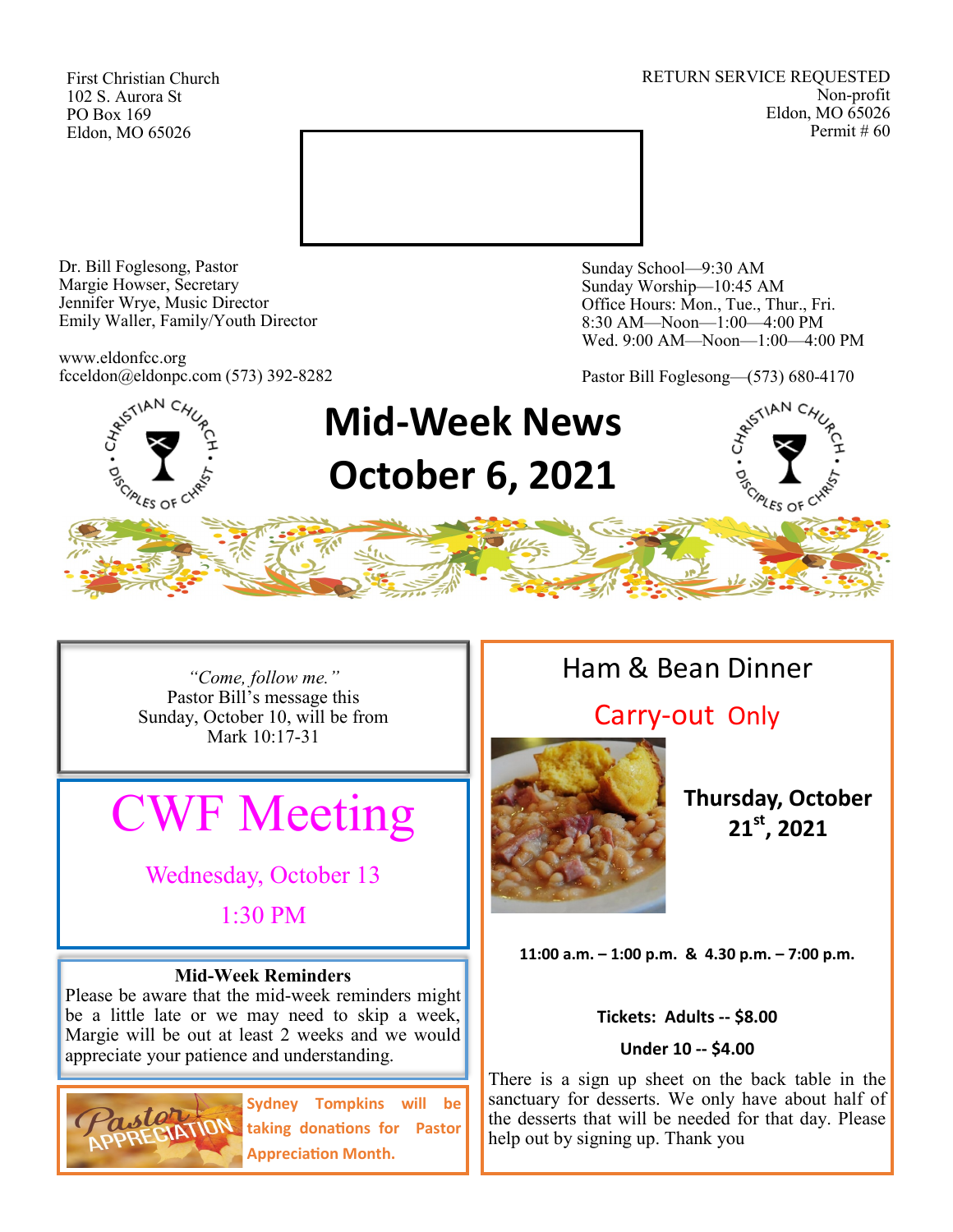First Christian Church
102 S. Aurora St
PO Box 169
Eldon, MO 65026

RETURN SERVICE REQUESTED
Non-profit
Eldon, MO 65026
Permit # 60

Dr. Bill Foglesong, Pastor
Margie Howser, Secretary
Jennifer Wrye, Music Director
Emily Waller, Family/Youth Director

www.eldonfcc.org
fcceldon@eldonpc.com (573) 392-8282

Sunday School—9:30 AM
Sunday Worship—10:45 AM
Office Hours: Mon., Tue., Thur., Fri.
8:30 AM—Noon—1:00—4:00 PM
Wed. 9:00 AM—Noon—1:00—4:00 PM

Pastor Bill Foglesong—(573) 680-4170

# Mid-Week News
# October 6, 2021

*"Come, follow me."*
Pastor Bill's message this Sunday, October 10, will be from Mark 10:17-31

## CWF Meeting

Wednesday, October 13

1:30 PM

**Mid-Week Reminders**
Please be aware that the mid-week reminders might be a little late or we may need to skip a week, Margie will be out at least 2 weeks and we would appreciate your patience and understanding.

**Sydney Tompkins will be taking donations for Pastor Appreciation Month.**

## Ham & Bean Dinner

Carry-out Only

**Thursday, October 21st, 2021**

**11:00 a.m. – 1:00 p.m. & 4.30 p.m. – 7:00 p.m.**

**Tickets: Adults -- $8.00**

**Under 10 -- $4.00**

There is a sign up sheet on the back table in the sanctuary for desserts. We only have about half of the desserts that will be needed for that day. Please help out by signing up. Thank you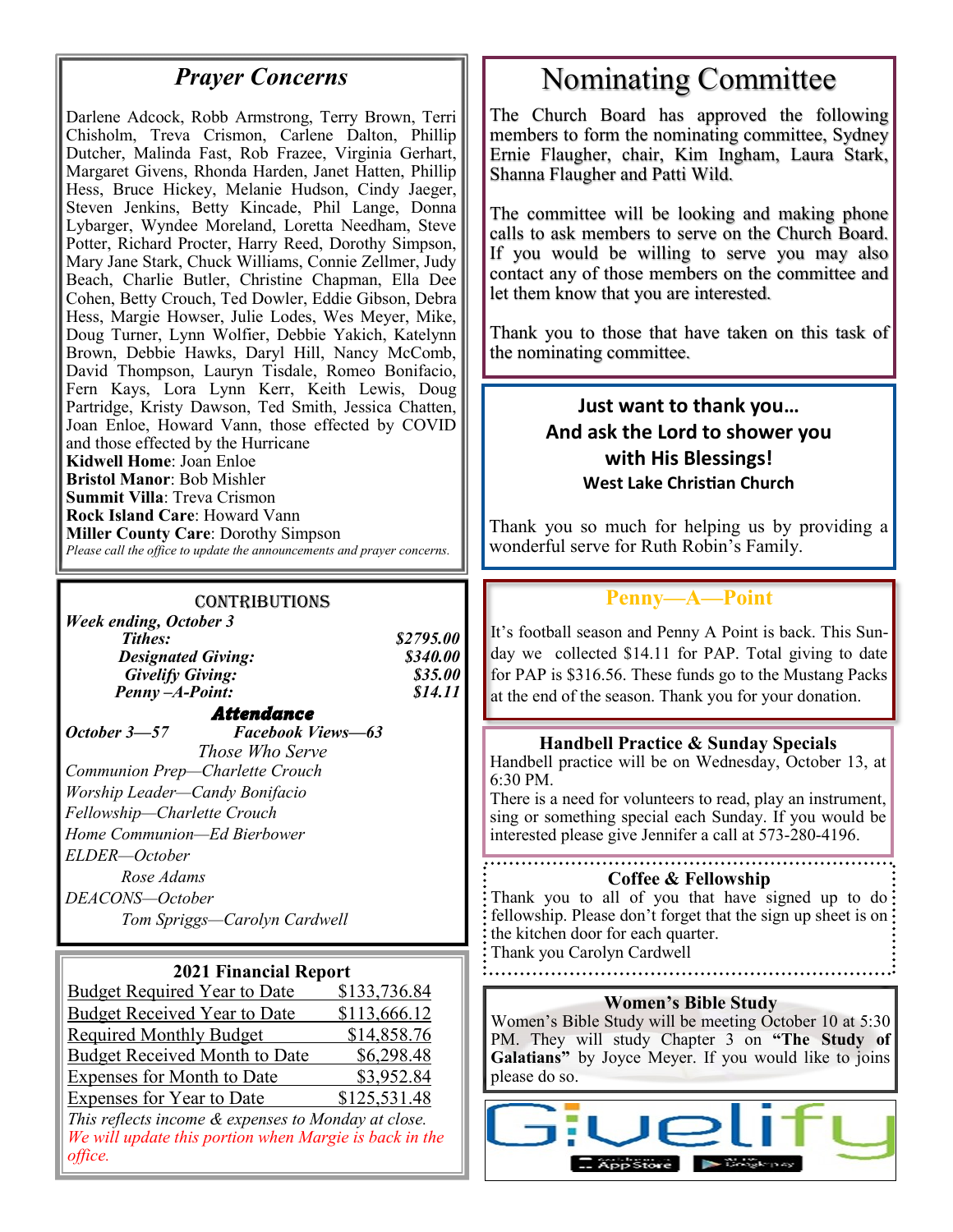## Prayer Concerns

Darlene Adcock, Robb Armstrong, Terry Brown, Terri Chisholm, Treva Crismon, Carlene Dalton, Phillip Dutcher, Malinda Fast, Rob Frazee, Virginia Gerhart, Margaret Givens, Rhonda Harden, Janet Hatten, Phillip Hess, Bruce Hickey, Melanie Hudson, Cindy Jaeger, Steven Jenkins, Betty Kincade, Phil Lange, Donna Lybarger, Wyndee Moreland, Loretta Needham, Steve Potter, Richard Procter, Harry Reed, Dorothy Simpson, Mary Jane Stark, Chuck Williams, Connie Zellmer, Judy Beach, Charlie Butler, Christine Chapman, Ella Dee Cohen, Betty Crouch, Ted Dowler, Eddie Gibson, Debra Hess, Margie Howser, Julie Lodes, Wes Meyer, Mike, Doug Turner, Lynn Wolfier, Debbie Yakich, Katelynn Brown, Debbie Hawks, Daryl Hill, Nancy McComb, David Thompson, Lauryn Tisdale, Romeo Bonifacio, Fern Kays, Lora Lynn Kerr, Keith Lewis, Doug Partridge, Kristy Dawson, Ted Smith, Jessica Chatten, Joan Enloe, Howard Vann, those effected by COVID and those effected by the Hurricane

**Kidwell Home**: Joan Enloe
**Bristol Manor**: Bob Mishler
**Summit Villa**: Treva Crismon
**Rock Island Care**: Howard Vann
**Miller County Care**: Dorothy Simpson

*Please call the office to update the announcements and prayer concerns.*

### CONTRIBUTIONS

***Week ending, October 3***

| | |
|---|---|
| ***Tithes:*** | ***$2795.00*** |
| ***Designated Giving:*** | ***$340.00*** |
| ***Givelify Giving:*** | ***$35.00*** |
| ***Penny –A-Point:*** | ***$14.11*** |

### *Attendance*

***October 3—57*** ***Facebook Views—63***

*Those Who Serve*

*Communion Prep—Charlette Crouch*
*Worship Leader—Candy Bonifacio*
*Fellowship—Charlette Crouch*
*Home Communion—Ed Bierbower*
*ELDER—October*
*Rose Adams*
*DEACONS—October*
*Tom Spriggs—Carolyn Cardwell*

### 2021 Financial Report

| | |
|---|---|
| Budget Required Year to Date | $133,736.84 |
| Budget Received Year to Date | $113,666.12 |
| Required Monthly Budget | $14,858.76 |
| Budget Received Month to Date | $6,298.48 |
| Expenses for Month to Date | $3,952.84 |
| Expenses for Year to Date | $125,531.48 |

*This reflects income & expenses to Monday at close.*
*We will update this portion when Margie is back in the office.*

## Nominating Committee

The Church Board has approved the following members to form the nominating committee, Sydney Ernie Flaugher, chair, Kim Ingham, Laura Stark, Shanna Flaugher and Patti Wild.

The committee will be looking and making phone calls to ask members to serve on the Church Board. If you would be willing to serve you may also contact any of those members on the committee and let them know that you are interested.

Thank you to those that have taken on this task of the nominating committee.

**Just want to thank you…**
**And ask the Lord to shower you**
**with His Blessings!**
**West Lake Christian Church**

Thank you so much for helping us by providing a wonderful serve for Ruth Robin's Family.

### Penny—A—Point

It's football season and Penny A Point is back. This Sunday we collected $14.11 for PAP. Total giving to date for PAP is $316.56. These funds go to the Mustang Packs at the end of the season. Thank you for your donation.

### Handbell Practice & Sunday Specials

Handbell practice will be on Wednesday, October 13, at 6:30 PM.

There is a need for volunteers to read, play an instrument, sing or something special each Sunday. If you would be interested please give Jennifer a call at 573-280-4196.

### Coffee & Fellowship

Thank you to all of you that have signed up to do fellowship. Please don't forget that the sign up sheet is on the kitchen door for each quarter.

Thank you Carolyn Cardwell

### Women's Bible Study

Women's Bible Study will be meeting October 10 at 5:30 PM. They will study Chapter 3 on **"The Study of Galatians"** by Joyce Meyer. If you would like to joins please do so.

Givelify